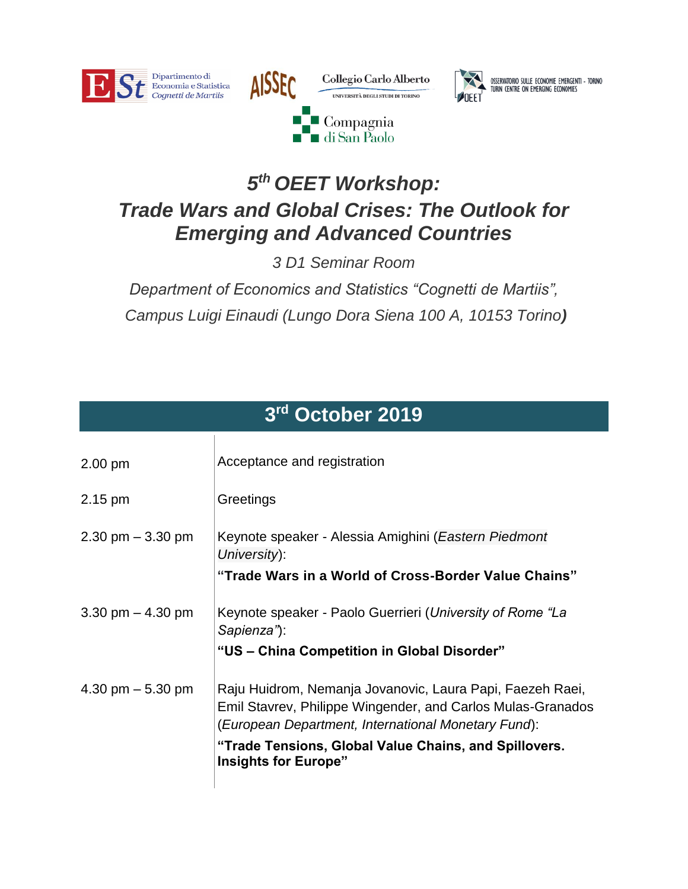Dipartimento di Economia e Statistica *Cognetti de Martiis* | AISSEC | Collegio Carlo Alberto – Università degli Studi di Torino | OEET – Osservatorio sulle Economie Emergenti - Torino / Turin Centre on Emerging Economies | Compagnia di San Paolo

# *5th OEET Workshop: Trade Wars and Global Crises: The Outlook for Emerging and Advanced Countries*

*3 D1 Seminar Room*

*Department of Economics and Statistics "Cognetti de Martiis",*

*Campus Luigi Einaudi (Lungo Dora Siena 100 A, 10153 Torino)*

## 3rd October 2019

| | |
|---|---|
| 2.00 pm | Acceptance and registration |
| 2.15 pm | Greetings |
| 2.30 pm – 3.30 pm | Keynote speaker - Alessia Amighini (*Eastern Piedmont University*):<br>**"Trade Wars in a World of Cross-Border Value Chains"** |
| 3.30 pm – 4.30 pm | Keynote speaker - Paolo Guerrieri (*University of Rome "La Sapienza"*):<br>**"US – China Competition in Global Disorder"** |
| 4.30 pm – 5.30 pm | Raju Huidrom, Nemanja Jovanovic, Laura Papi, Faezeh Raei, Emil Stavrev, Philippe Wingender, and Carlos Mulas-Granados (*European Department, International Monetary Fund*):<br>**"Trade Tensions, Global Value Chains, and Spillovers. Insights for Europe"** |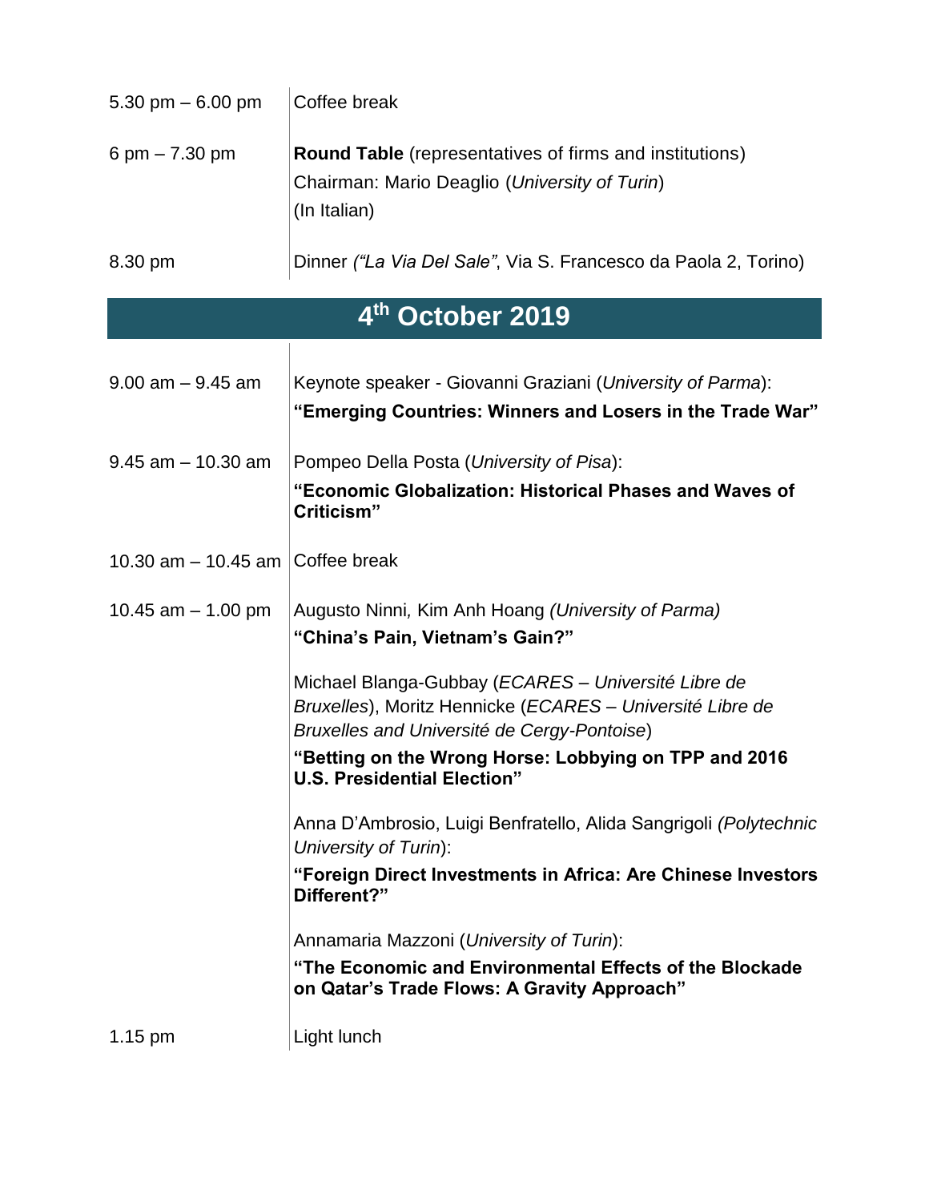| | |
|---|---|
| 5.30 pm – 6.00 pm | Coffee break |
| 6 pm – 7.30 pm | **Round Table** (representatives of firms and institutions)<br>Chairman: Mario Deaglio (*University of Turin*)<br>(In Italian) |
| 8.30 pm | Dinner *("La Via Del Sale"*, Via S. Francesco da Paola 2, Torino) |

## 4th October 2019

| | |
|---|---|
| 9.00 am – 9.45 am | Keynote speaker - Giovanni Graziani (*University of Parma*):<br>**"Emerging Countries: Winners and Losers in the Trade War"** |
| 9.45 am – 10.30 am | Pompeo Della Posta (*University of Pisa*):<br>**"Economic Globalization: Historical Phases and Waves of Criticism"** |
| 10.30 am – 10.45 am | Coffee break |
| 10.45 am – 1.00 pm | Augusto Ninni, Kim Anh Hoang *(University of Parma)*<br>**"China's Pain, Vietnam's Gain?"**<br><br>Michael Blanga-Gubbay (*ECARES – Université Libre de Bruxelles*), Moritz Hennicke (*ECARES – Université Libre de Bruxelles and Université de Cergy-Pontoise*)<br>**"Betting on the Wrong Horse: Lobbying on TPP and 2016 U.S. Presidential Election"**<br><br>Anna D'Ambrosio, Luigi Benfratello, Alida Sangrigoli *(Polytechnic University of Turin*):<br>**"Foreign Direct Investments in Africa: Are Chinese Investors Different?"**<br><br>Annamaria Mazzoni (*University of Turin*):<br>**"The Economic and Environmental Effects of the Blockade on Qatar's Trade Flows: A Gravity Approach"** |
| 1.15 pm | Light lunch |